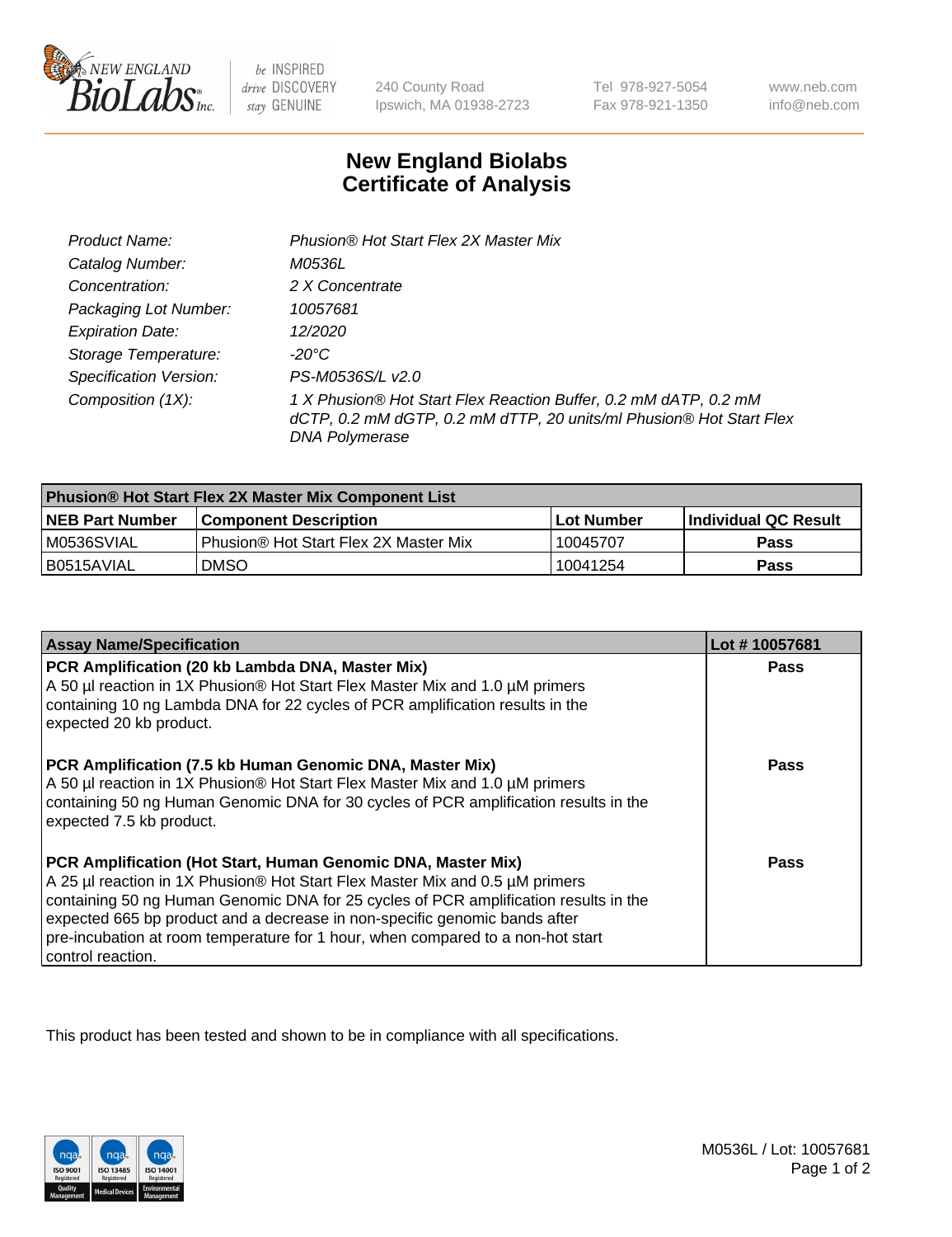240 County Road
Ipswich, MA 01938-2723

Tel 978-927-5054
Fax 978-921-1350

www.neb.com
info@neb.com

# New England Biolabs
# Certificate of Analysis

| | |
|---|---|
| *Product Name:* | *Phusion® Hot Start Flex 2X Master Mix* |
| *Catalog Number:* | *M0536L* |
| *Concentration:* | *2 X Concentrate* |
| *Packaging Lot Number:* | *10057681* |
| *Expiration Date:* | *12/2020* |
| *Storage Temperature:* | *-20°C* |
| *Specification Version:* | *PS-M0536S/L v2.0* |
| *Composition (1X):* | *1 X Phusion® Hot Start Flex Reaction Buffer, 0.2 mM dATP, 0.2 mM dCTP, 0.2 mM dGTP, 0.2 mM dTTP, 20 units/ml Phusion® Hot Start Flex DNA Polymerase* |

| **Phusion® Hot Start Flex 2X Master Mix Component List** | | | |
|---|---|---|---|
| **NEB Part Number** | **Component Description** | **Lot Number** | **Individual QC Result** |
| M0536SVIAL | Phusion® Hot Start Flex 2X Master Mix | 10045707 | **Pass** |
| B0515AVIAL | DMSO | 10041254 | **Pass** |

| **Assay Name/Specification** | **Lot # 10057681** |
|---|---|
| **PCR Amplification (20 kb Lambda DNA, Master Mix)** A 50 µl reaction in 1X Phusion® Hot Start Flex Master Mix and 1.0 µM primers containing 10 ng Lambda DNA for 22 cycles of PCR amplification results in the expected 20 kb product. | **Pass** |
| **PCR Amplification (7.5 kb Human Genomic DNA, Master Mix)** A 50 µl reaction in 1X Phusion® Hot Start Flex Master Mix and 1.0 µM primers containing 50 ng Human Genomic DNA for 30 cycles of PCR amplification results in the expected 7.5 kb product. | **Pass** |
| **PCR Amplification (Hot Start, Human Genomic DNA, Master Mix)** A 25 µl reaction in 1X Phusion® Hot Start Flex Master Mix and 0.5 µM primers containing 50 ng Human Genomic DNA for 25 cycles of PCR amplification results in the expected 665 bp product and a decrease in non-specific genomic bands after pre-incubation at room temperature for 1 hour, when compared to a non-hot start control reaction. | **Pass** |

This product has been tested and shown to be in compliance with all specifications.

M0536L / Lot: 10057681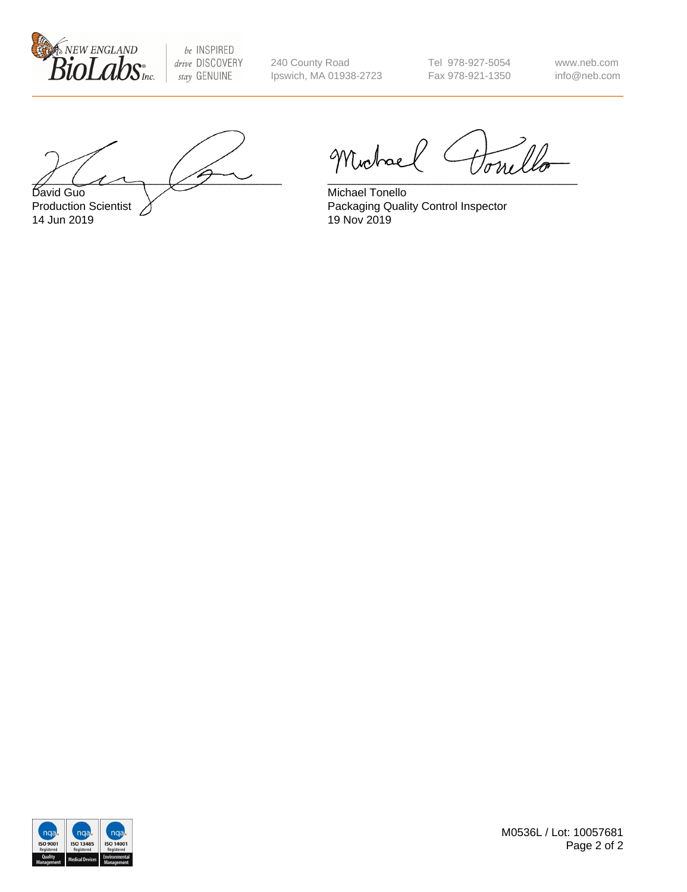NEW ENGLAND BioLabs Inc.

be INSPIRED drive DISCOVERY stay GENUINE

240 County Road
Ipswich, MA 01938-2723

Tel 978-927-5054
Fax 978-921-1350

www.neb.com
info@neb.com

David Guo
Production Scientist
14 Jun 2019

Michael Tonello
Packaging Quality Control Inspector
19 Nov 2019

M0536L / Lot: 10057681